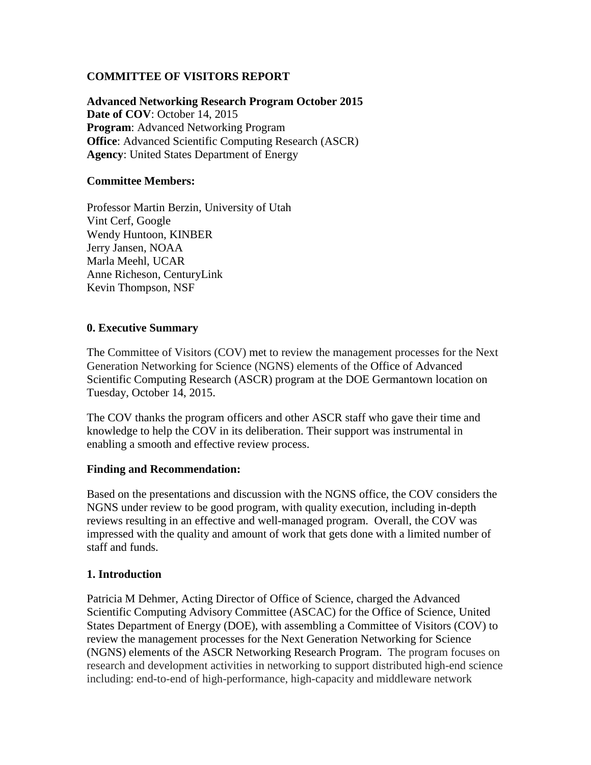# COMMITTEE OF VISITORS REPORT

**Advanced Networking Research Program October 2015**
**Date of COV**: October 14, 2015
**Program**: Advanced Networking Program
**Office**: Advanced Scientific Computing Research (ASCR)
**Agency**: United States Department of Energy

**Committee Members:**

Professor Martin Berzin, University of Utah
Vint Cerf, Google
Wendy Huntoon, KINBER
Jerry Jansen, NOAA
Marla Meehl, UCAR
Anne Richeson, CenturyLink
Kevin Thompson, NSF

## 0. Executive Summary

The Committee of Visitors (COV) met to review the management processes for the Next Generation Networking for Science (NGNS) elements of the Office of Advanced Scientific Computing Research (ASCR) program at the DOE Germantown location on Tuesday, October 14, 2015.

The COV thanks the program officers and other ASCR staff who gave their time and knowledge to help the COV in its deliberation. Their support was instrumental in enabling a smooth and effective review process.

### Finding and Recommendation:

Based on the presentations and discussion with the NGNS office, the COV considers the NGNS under review to be good program, with quality execution, including in-depth reviews resulting in an effective and well-managed program. Overall, the COV was impressed with the quality and amount of work that gets done with a limited number of staff and funds.

## 1. Introduction

Patricia M Dehmer, Acting Director of Office of Science, charged the Advanced Scientific Computing Advisory Committee (ASCAC) for the Office of Science, United States Department of Energy (DOE), with assembling a Committee of Visitors (COV) to review the management processes for the Next Generation Networking for Science (NGNS) elements of the ASCR Networking Research Program. The program focuses on research and development activities in networking to support distributed high-end science including: end-to-end of high-performance, high-capacity and middleware network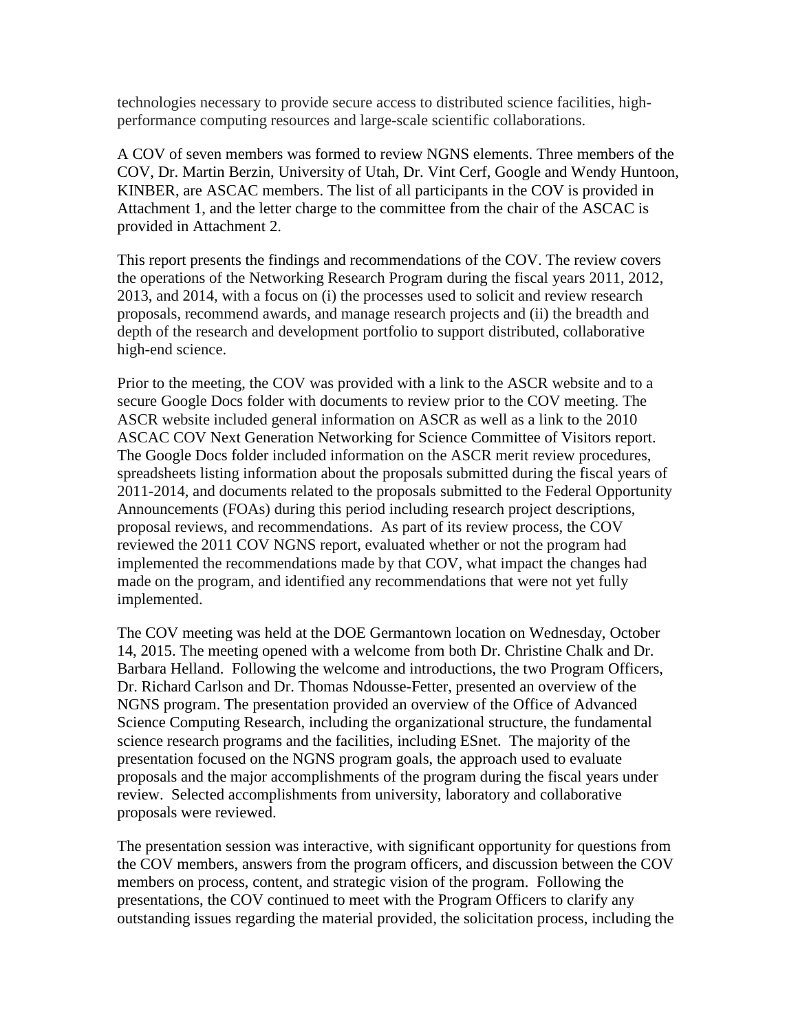technologies necessary to provide secure access to distributed science facilities, high-performance computing resources and large-scale scientific collaborations.

A COV of seven members was formed to review NGNS elements. Three members of the COV, Dr. Martin Berzin, University of Utah, Dr. Vint Cerf, Google and Wendy Huntoon, KINBER, are ASCAC members. The list of all participants in the COV is provided in Attachment 1, and the letter charge to the committee from the chair of the ASCAC is provided in Attachment 2.

This report presents the findings and recommendations of the COV. The review covers the operations of the Networking Research Program during the fiscal years 2011, 2012, 2013, and 2014, with a focus on (i) the processes used to solicit and review research proposals, recommend awards, and manage research projects and (ii) the breadth and depth of the research and development portfolio to support distributed, collaborative high-end science.

Prior to the meeting, the COV was provided with a link to the ASCR website and to a secure Google Docs folder with documents to review prior to the COV meeting. The ASCR website included general information on ASCR as well as a link to the 2010 ASCAC COV Next Generation Networking for Science Committee of Visitors report. The Google Docs folder included information on the ASCR merit review procedures, spreadsheets listing information about the proposals submitted during the fiscal years of 2011-2014, and documents related to the proposals submitted to the Federal Opportunity Announcements (FOAs) during this period including research project descriptions, proposal reviews, and recommendations. As part of its review process, the COV reviewed the 2011 COV NGNS report, evaluated whether or not the program had implemented the recommendations made by that COV, what impact the changes had made on the program, and identified any recommendations that were not yet fully implemented.

The COV meeting was held at the DOE Germantown location on Wednesday, October 14, 2015. The meeting opened with a welcome from both Dr. Christine Chalk and Dr. Barbara Helland. Following the welcome and introductions, the two Program Officers, Dr. Richard Carlson and Dr. Thomas Ndousse-Fetter, presented an overview of the NGNS program. The presentation provided an overview of the Office of Advanced Science Computing Research, including the organizational structure, the fundamental science research programs and the facilities, including ESnet. The majority of the presentation focused on the NGNS program goals, the approach used to evaluate proposals and the major accomplishments of the program during the fiscal years under review. Selected accomplishments from university, laboratory and collaborative proposals were reviewed.

The presentation session was interactive, with significant opportunity for questions from the COV members, answers from the program officers, and discussion between the COV members on process, content, and strategic vision of the program. Following the presentations, the COV continued to meet with the Program Officers to clarify any outstanding issues regarding the material provided, the solicitation process, including the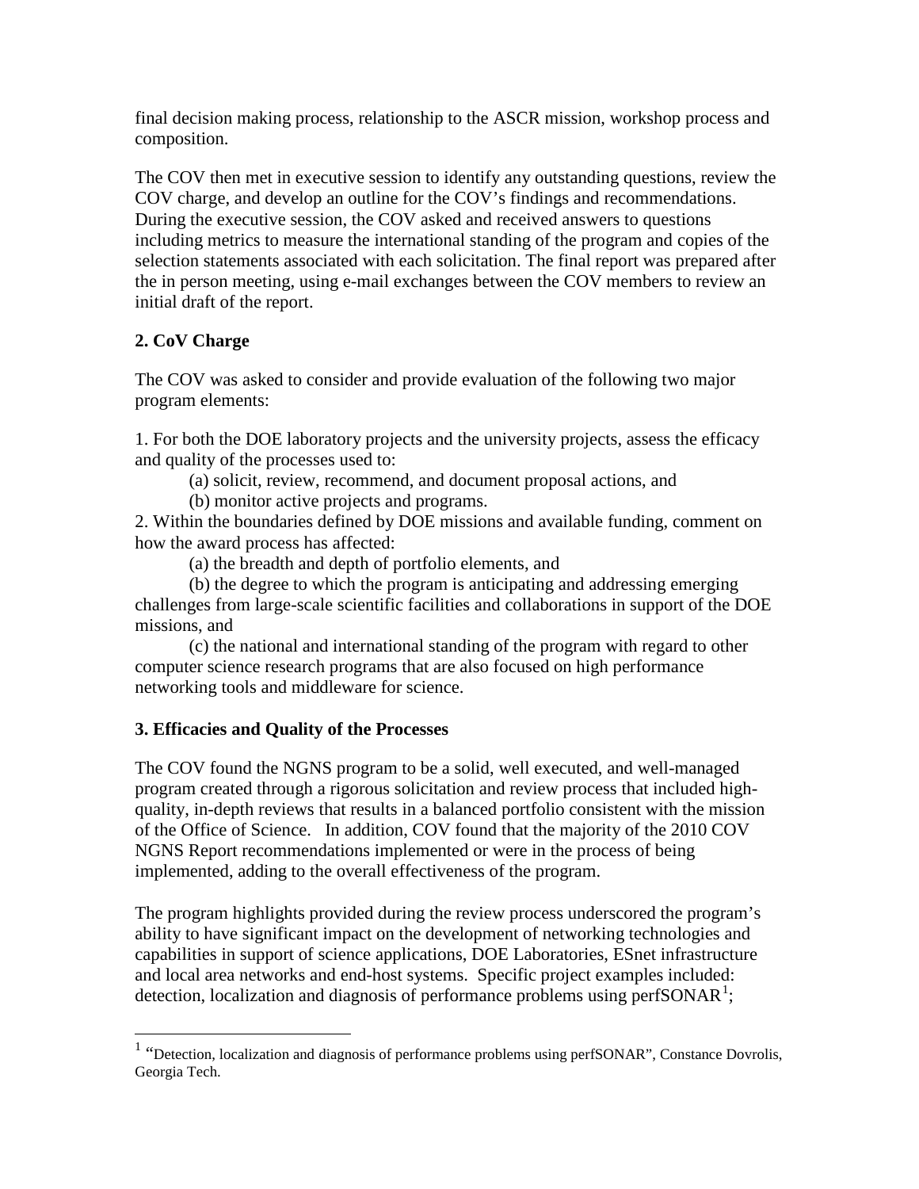final decision making process, relationship to the ASCR mission, workshop process and composition.

The COV then met in executive session to identify any outstanding questions, review the COV charge, and develop an outline for the COV's findings and recommendations. During the executive session, the COV asked and received answers to questions including metrics to measure the international standing of the program and copies of the selection statements associated with each solicitation. The final report was prepared after the in person meeting, using e-mail exchanges between the COV members to review an initial draft of the report.

## 2. CoV Charge

The COV was asked to consider and provide evaluation of the following two major program elements:

1. For both the DOE laboratory projects and the university projects, assess the efficacy and quality of the processes used to:
   (a) solicit, review, recommend, and document proposal actions, and
   (b) monitor active projects and programs.
2. Within the boundaries defined by DOE missions and available funding, comment on how the award process has affected:
   (a) the breadth and depth of portfolio elements, and
   (b) the degree to which the program is anticipating and addressing emerging challenges from large-scale scientific facilities and collaborations in support of the DOE missions, and
   (c) the national and international standing of the program with regard to other computer science research programs that are also focused on high performance networking tools and middleware for science.

## 3. Efficacies and Quality of the Processes

The COV found the NGNS program to be a solid, well executed, and well-managed program created through a rigorous solicitation and review process that included high-quality, in-depth reviews that results in a balanced portfolio consistent with the mission of the Office of Science. In addition, COV found that the majority of the 2010 COV NGNS Report recommendations implemented or were in the process of being implemented, adding to the overall effectiveness of the program.

The program highlights provided during the review process underscored the program's ability to have significant impact on the development of networking technologies and capabilities in support of science applications, DOE Laboratories, ESnet infrastructure and local area networks and end-host systems. Specific project examples included: detection, localization and diagnosis of performance problems using perfSONAR[1];

[1] "Detection, localization and diagnosis of performance problems using perfSONAR", Constance Dovrolis, Georgia Tech.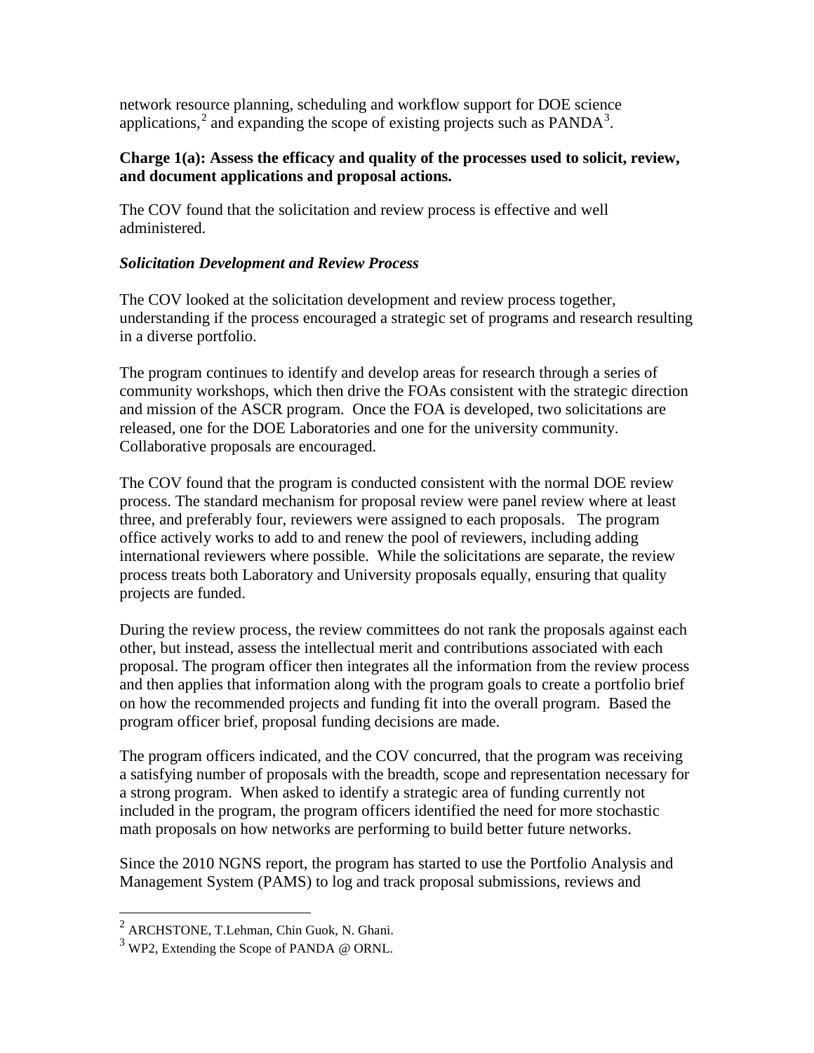network resource planning, scheduling and workflow support for DOE science applications,[2] and expanding the scope of existing projects such as PANDA[3].

**Charge 1(a): Assess the efficacy and quality of the processes used to solicit, review, and document applications and proposal actions.**

The COV found that the solicitation and review process is effective and well administered.

***Solicitation Development and Review Process***

The COV looked at the solicitation development and review process together, understanding if the process encouraged a strategic set of programs and research resulting in a diverse portfolio.

The program continues to identify and develop areas for research through a series of community workshops, which then drive the FOAs consistent with the strategic direction and mission of the ASCR program. Once the FOA is developed, two solicitations are released, one for the DOE Laboratories and one for the university community. Collaborative proposals are encouraged.

The COV found that the program is conducted consistent with the normal DOE review process. The standard mechanism for proposal review were panel review where at least three, and preferably four, reviewers were assigned to each proposals. The program office actively works to add to and renew the pool of reviewers, including adding international reviewers where possible. While the solicitations are separate, the review process treats both Laboratory and University proposals equally, ensuring that quality projects are funded.

During the review process, the review committees do not rank the proposals against each other, but instead, assess the intellectual merit and contributions associated with each proposal. The program officer then integrates all the information from the review process and then applies that information along with the program goals to create a portfolio brief on how the recommended projects and funding fit into the overall program. Based the program officer brief, proposal funding decisions are made.

The program officers indicated, and the COV concurred, that the program was receiving a satisfying number of proposals with the breadth, scope and representation necessary for a strong program. When asked to identify a strategic area of funding currently not included in the program, the program officers identified the need for more stochastic math proposals on how networks are performing to build better future networks.

Since the 2010 NGNS report, the program has started to use the Portfolio Analysis and Management System (PAMS) to log and track proposal submissions, reviews and

---

[2] ARCHSTONE, T.Lehman, Chin Guok, N. Ghani.

[3] WP2, Extending the Scope of PANDA @ ORNL.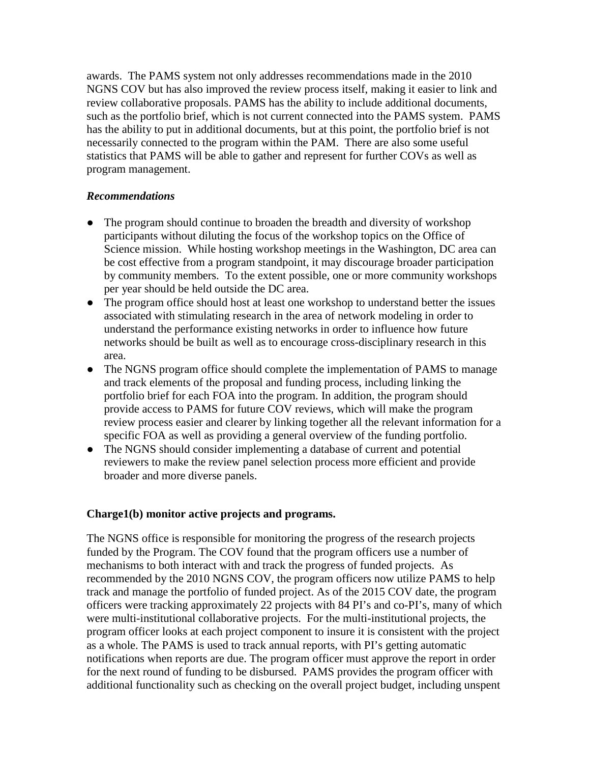awards. The PAMS system not only addresses recommendations made in the 2010 NGNS COV but has also improved the review process itself, making it easier to link and review collaborative proposals. PAMS has the ability to include additional documents, such as the portfolio brief, which is not current connected into the PAMS system. PAMS has the ability to put in additional documents, but at this point, the portfolio brief is not necessarily connected to the program within the PAM. There are also some useful statistics that PAMS will be able to gather and represent for further COVs as well as program management.

***Recommendations***

- The program should continue to broaden the breadth and diversity of workshop participants without diluting the focus of the workshop topics on the Office of Science mission. While hosting workshop meetings in the Washington, DC area can be cost effective from a program standpoint, it may discourage broader participation by community members. To the extent possible, one or more community workshops per year should be held outside the DC area.
- The program office should host at least one workshop to understand better the issues associated with stimulating research in the area of network modeling in order to understand the performance existing networks in order to influence how future networks should be built as well as to encourage cross-disciplinary research in this area.
- The NGNS program office should complete the implementation of PAMS to manage and track elements of the proposal and funding process, including linking the portfolio brief for each FOA into the program. In addition, the program should provide access to PAMS for future COV reviews, which will make the program review process easier and clearer by linking together all the relevant information for a specific FOA as well as providing a general overview of the funding portfolio.
- The NGNS should consider implementing a database of current and potential reviewers to make the review panel selection process more efficient and provide broader and more diverse panels.

**Charge1(b) monitor active projects and programs.**

The NGNS office is responsible for monitoring the progress of the research projects funded by the Program. The COV found that the program officers use a number of mechanisms to both interact with and track the progress of funded projects. As recommended by the 2010 NGNS COV, the program officers now utilize PAMS to help track and manage the portfolio of funded project. As of the 2015 COV date, the program officers were tracking approximately 22 projects with 84 PI's and co-PI's, many of which were multi-institutional collaborative projects. For the multi-institutional projects, the program officer looks at each project component to insure it is consistent with the project as a whole. The PAMS is used to track annual reports, with PI's getting automatic notifications when reports are due. The program officer must approve the report in order for the next round of funding to be disbursed. PAMS provides the program officer with additional functionality such as checking on the overall project budget, including unspent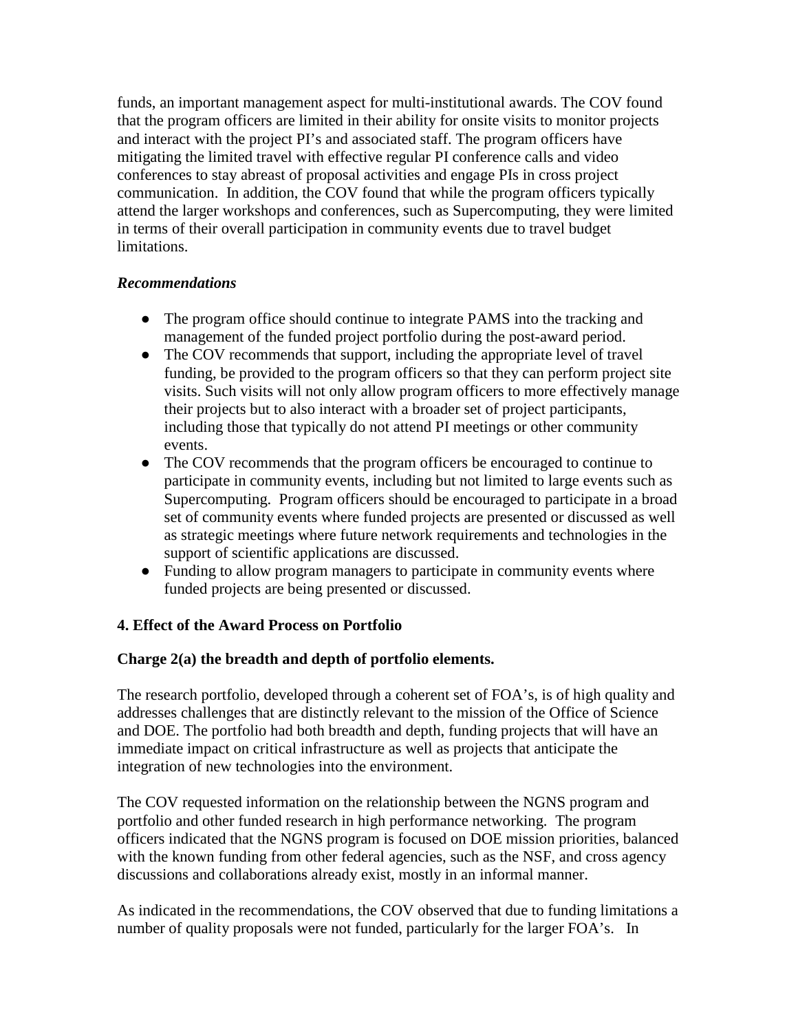funds, an important management aspect for multi-institutional awards. The COV found that the program officers are limited in their ability for onsite visits to monitor projects and interact with the project PI's and associated staff. The program officers have mitigating the limited travel with effective regular PI conference calls and video conferences to stay abreast of proposal activities and engage PIs in cross project communication. In addition, the COV found that while the program officers typically attend the larger workshops and conferences, such as Supercomputing, they were limited in terms of their overall participation in community events due to travel budget limitations.

***Recommendations***

- The program office should continue to integrate PAMS into the tracking and management of the funded project portfolio during the post-award period.
- The COV recommends that support, including the appropriate level of travel funding, be provided to the program officers so that they can perform project site visits. Such visits will not only allow program officers to more effectively manage their projects but to also interact with a broader set of project participants, including those that typically do not attend PI meetings or other community events.
- The COV recommends that the program officers be encouraged to continue to participate in community events, including but not limited to large events such as Supercomputing. Program officers should be encouraged to participate in a broad set of community events where funded projects are presented or discussed as well as strategic meetings where future network requirements and technologies in the support of scientific applications are discussed.
- Funding to allow program managers to participate in community events where funded projects are being presented or discussed.

**4. Effect of the Award Process on Portfolio**

**Charge 2(a) the breadth and depth of portfolio elements.**

The research portfolio, developed through a coherent set of FOA's, is of high quality and addresses challenges that are distinctly relevant to the mission of the Office of Science and DOE. The portfolio had both breadth and depth, funding projects that will have an immediate impact on critical infrastructure as well as projects that anticipate the integration of new technologies into the environment.

The COV requested information on the relationship between the NGNS program and portfolio and other funded research in high performance networking. The program officers indicated that the NGNS program is focused on DOE mission priorities, balanced with the known funding from other federal agencies, such as the NSF, and cross agency discussions and collaborations already exist, mostly in an informal manner.

As indicated in the recommendations, the COV observed that due to funding limitations a number of quality proposals were not funded, particularly for the larger FOA's. In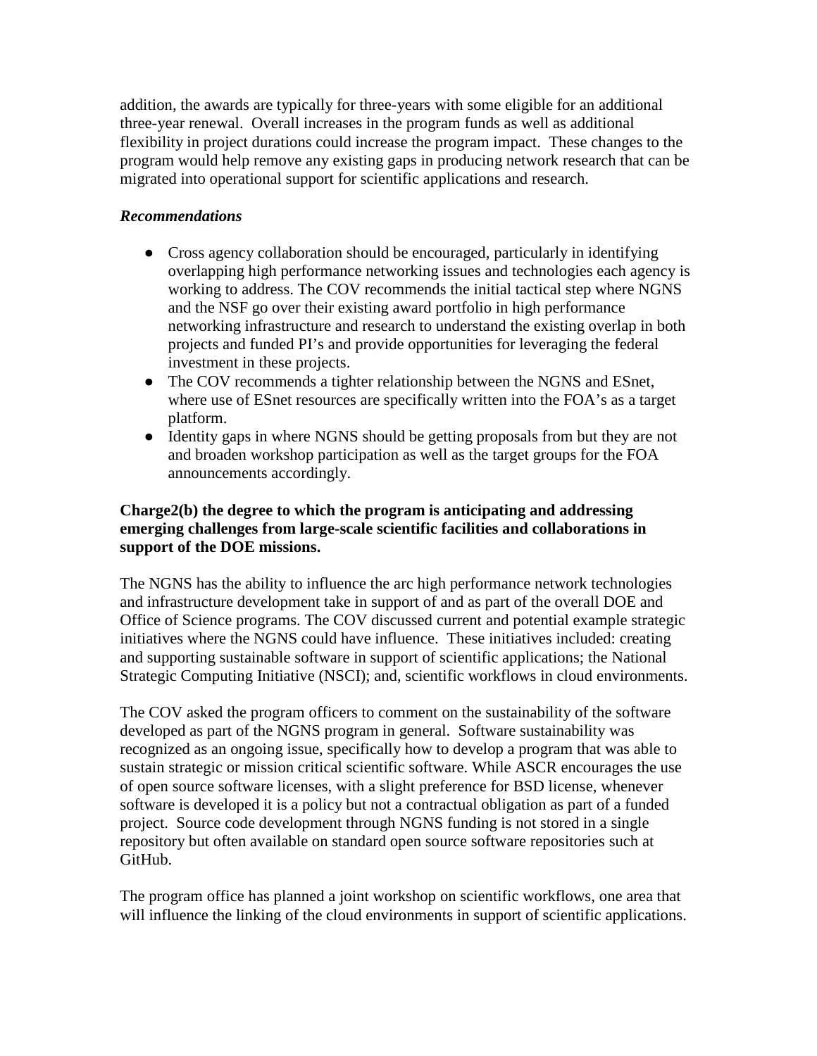addition, the awards are typically for three-years with some eligible for an additional three-year renewal. Overall increases in the program funds as well as additional flexibility in project durations could increase the program impact. These changes to the program would help remove any existing gaps in producing network research that can be migrated into operational support for scientific applications and research.

***Recommendations***

- Cross agency collaboration should be encouraged, particularly in identifying overlapping high performance networking issues and technologies each agency is working to address. The COV recommends the initial tactical step where NGNS and the NSF go over their existing award portfolio in high performance networking infrastructure and research to understand the existing overlap in both projects and funded PI's and provide opportunities for leveraging the federal investment in these projects.
- The COV recommends a tighter relationship between the NGNS and ESnet, where use of ESnet resources are specifically written into the FOA's as a target platform.
- Identity gaps in where NGNS should be getting proposals from but they are not and broaden workshop participation as well as the target groups for the FOA announcements accordingly.

**Charge2(b) the degree to which the program is anticipating and addressing emerging challenges from large-scale scientific facilities and collaborations in support of the DOE missions.**

The NGNS has the ability to influence the arc high performance network technologies and infrastructure development take in support of and as part of the overall DOE and Office of Science programs. The COV discussed current and potential example strategic initiatives where the NGNS could have influence. These initiatives included: creating and supporting sustainable software in support of scientific applications; the National Strategic Computing Initiative (NSCI); and, scientific workflows in cloud environments.

The COV asked the program officers to comment on the sustainability of the software developed as part of the NGNS program in general. Software sustainability was recognized as an ongoing issue, specifically how to develop a program that was able to sustain strategic or mission critical scientific software. While ASCR encourages the use of open source software licenses, with a slight preference for BSD license, whenever software is developed it is a policy but not a contractual obligation as part of a funded project. Source code development through NGNS funding is not stored in a single repository but often available on standard open source software repositories such at GitHub.

The program office has planned a joint workshop on scientific workflows, one area that will influence the linking of the cloud environments in support of scientific applications.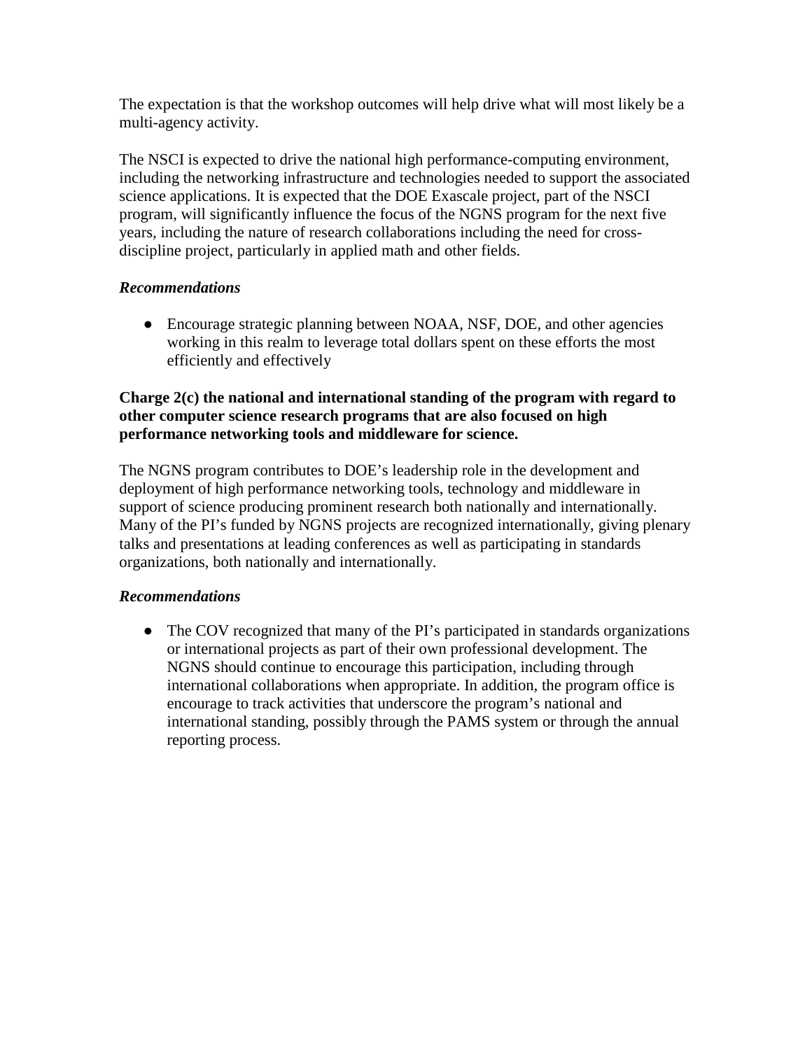The expectation is that the workshop outcomes will help drive what will most likely be a multi-agency activity.

The NSCI is expected to drive the national high performance-computing environment, including the networking infrastructure and technologies needed to support the associated science applications. It is expected that the DOE Exascale project, part of the NSCI program, will significantly influence the focus of the NGNS program for the next five years, including the nature of research collaborations including the need for cross-discipline project, particularly in applied math and other fields.

***Recommendations***

- Encourage strategic planning between NOAA, NSF, DOE, and other agencies working in this realm to leverage total dollars spent on these efforts the most efficiently and effectively

**Charge 2(c) the national and international standing of the program with regard to other computer science research programs that are also focused on high performance networking tools and middleware for science.**

The NGNS program contributes to DOE's leadership role in the development and deployment of high performance networking tools, technology and middleware in support of science producing prominent research both nationally and internationally. Many of the PI's funded by NGNS projects are recognized internationally, giving plenary talks and presentations at leading conferences as well as participating in standards organizations, both nationally and internationally.

***Recommendations***

- The COV recognized that many of the PI's participated in standards organizations or international projects as part of their own professional development. The NGNS should continue to encourage this participation, including through international collaborations when appropriate. In addition, the program office is encourage to track activities that underscore the program's national and international standing, possibly through the PAMS system or through the annual reporting process.